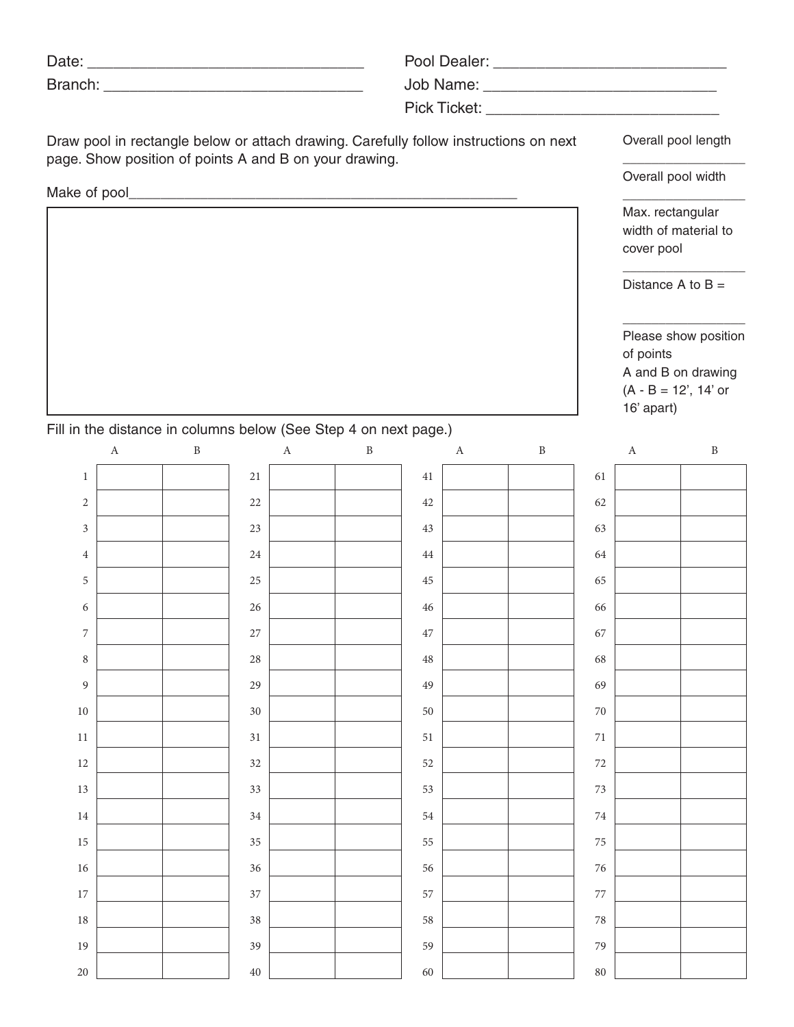Date: ________________________________ Pool Dealer: ___________________________

Branch: ______________________________ Job Name: ____________________________

Pick Ticket: ___________________________

Draw pool in rectangle below or attach drawing. Carefully follow instructions on next page. Show position of points A and B on your drawing.

Make of pool_______________________________________________

Overall pool length

________________

Overall pool width

________________

Max. rectangular width of material to cover pool

________________

Distance A to B =

________________

Please show position of points A and B on drawing (A - B = 12', 14' or 16' apart)

Fill in the distance in columns below (See Step 4 on next page.)

| | A | B | | A | B | | A | B | | A | B |
|---|---|---|---|---|---|---|---|---|---|---|---|
| 1 | | | 21 | | | 41 | | | 61 | | |
| 2 | | | 22 | | | 42 | | | 62 | | |
| 3 | | | 23 | | | 43 | | | 63 | | |
| 4 | | | 24 | | | 44 | | | 64 | | |
| 5 | | | 25 | | | 45 | | | 65 | | |
| 6 | | | 26 | | | 46 | | | 66 | | |
| 7 | | | 27 | | | 47 | | | 67 | | |
| 8 | | | 28 | | | 48 | | | 68 | | |
| 9 | | | 29 | | | 49 | | | 69 | | |
| 10 | | | 30 | | | 50 | | | 70 | | |
| 11 | | | 31 | | | 51 | | | 71 | | |
| 12 | | | 32 | | | 52 | | | 72 | | |
| 13 | | | 33 | | | 53 | | | 73 | | |
| 14 | | | 34 | | | 54 | | | 74 | | |
| 15 | | | 35 | | | 55 | | | 75 | | |
| 16 | | | 36 | | | 56 | | | 76 | | |
| 17 | | | 37 | | | 57 | | | 77 | | |
| 18 | | | 38 | | | 58 | | | 78 | | |
| 19 | | | 39 | | | 59 | | | 79 | | |
| 20 | | | 40 | | | 60 | | | 80 | | |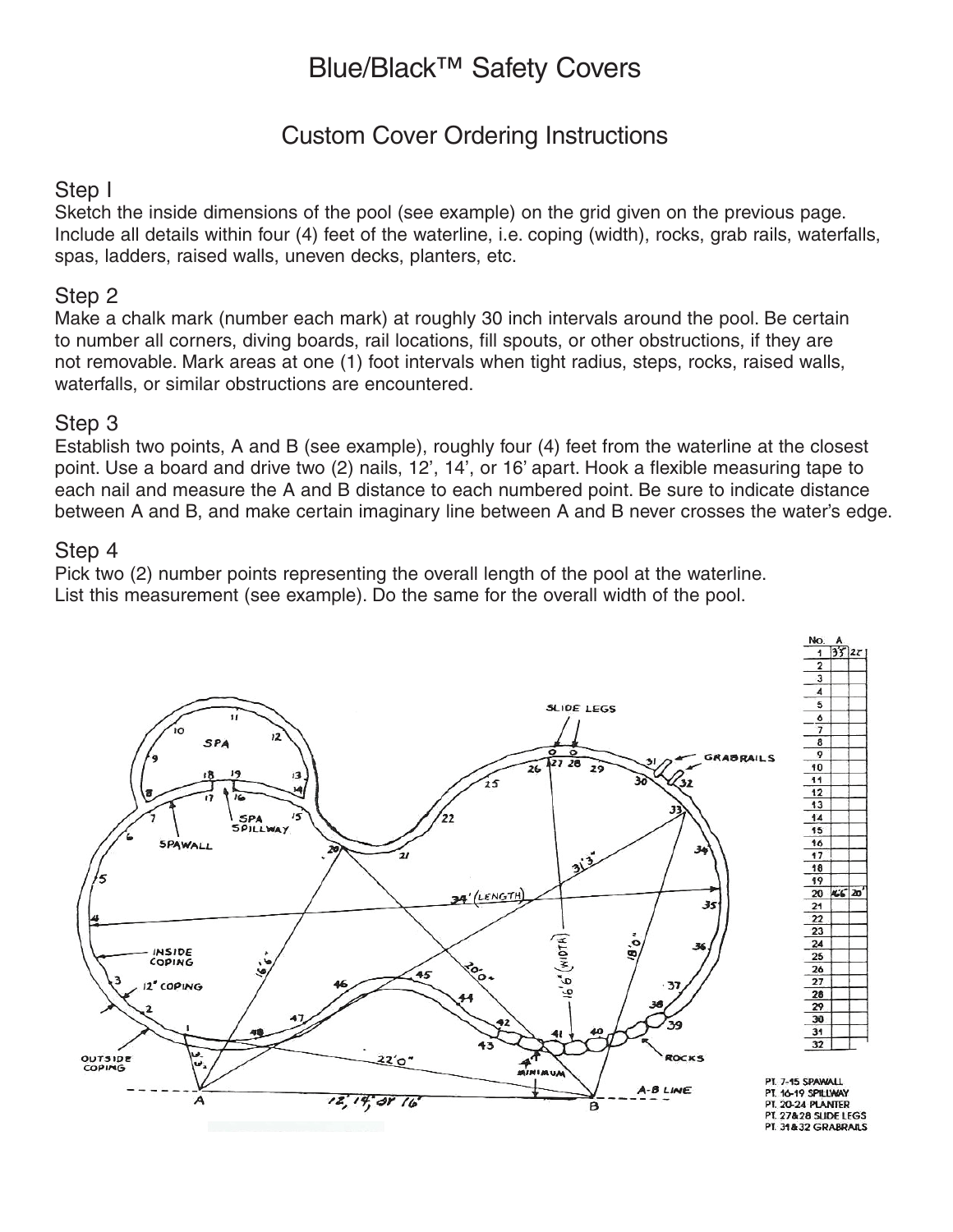# Blue/Black™ Safety Covers

## Custom Cover Ordering Instructions

### Step I

Sketch the inside dimensions of the pool (see example) on the grid given on the previous page. Include all details within four (4) feet of the waterline, i.e. coping (width), rocks, grab rails, waterfalls, spas, ladders, raised walls, uneven decks, planters, etc.

### Step 2

Make a chalk mark (number each mark) at roughly 30 inch intervals around the pool. Be certain to number all corners, diving boards, rail locations, fill spouts, or other obstructions, if they are not removable. Mark areas at one (1) foot intervals when tight radius, steps, rocks, raised walls, waterfalls, or similar obstructions are encountered.

### Step 3

Establish two points, A and B (see example), roughly four (4) feet from the waterline at the closest point. Use a board and drive two (2) nails, 12', 14', or 16' apart. Hook a flexible measuring tape to each nail and measure the A and B distance to each numbered point. Be sure to indicate distance between A and B, and make certain imaginary line between A and B never crosses the water's edge.

### Step 4

Pick two (2) number points representing the overall length of the pool at the waterline. List this measurement (see example). Do the same for the overall width of the pool.

SLIDE LEGS
GRABRAILS
SPA
SPAWALL
SPA SPILLWAY
INSIDE COPING
12" COPING
OUTSIDE COPING
34' (LENGTH)
16'6" (WIDTH)
31'3"
18'0"
20'0"
16'6"
22'0"
3'3"
MINIMUM
ROCKS
A-B LINE
A
B
12', 14', or 16'

| No. | A | |
|---|---|---|
| 1 | 35' | 22' |
| 2 | | |
| 3 | | |
| 4 | | |
| 5 | | |
| 6 | | |
| 7 | | |
| 8 | | |
| 9 | | |
| 10 | | |
| 11 | | |
| 12 | | |
| 13 | | |
| 14 | | |
| 15 | | |
| 16 | | |
| 17 | | |
| 18 | | |
| 19 | | |
| 20 | 16'6" | 20' |
| 21 | | |
| 22 | | |
| 23 | | |
| 24 | | |
| 25 | | |
| 26 | | |
| 27 | | |
| 28 | | |
| 29 | | |
| 30 | | |
| 31 | | |
| 32 | | |

PT. 7-15 SPAWALL
PT. 16-19 SPILLWAY
PT. 20-24 PLANTER
PT. 27&28 SLIDE LEGS
PT. 31&32 GRABRAILS